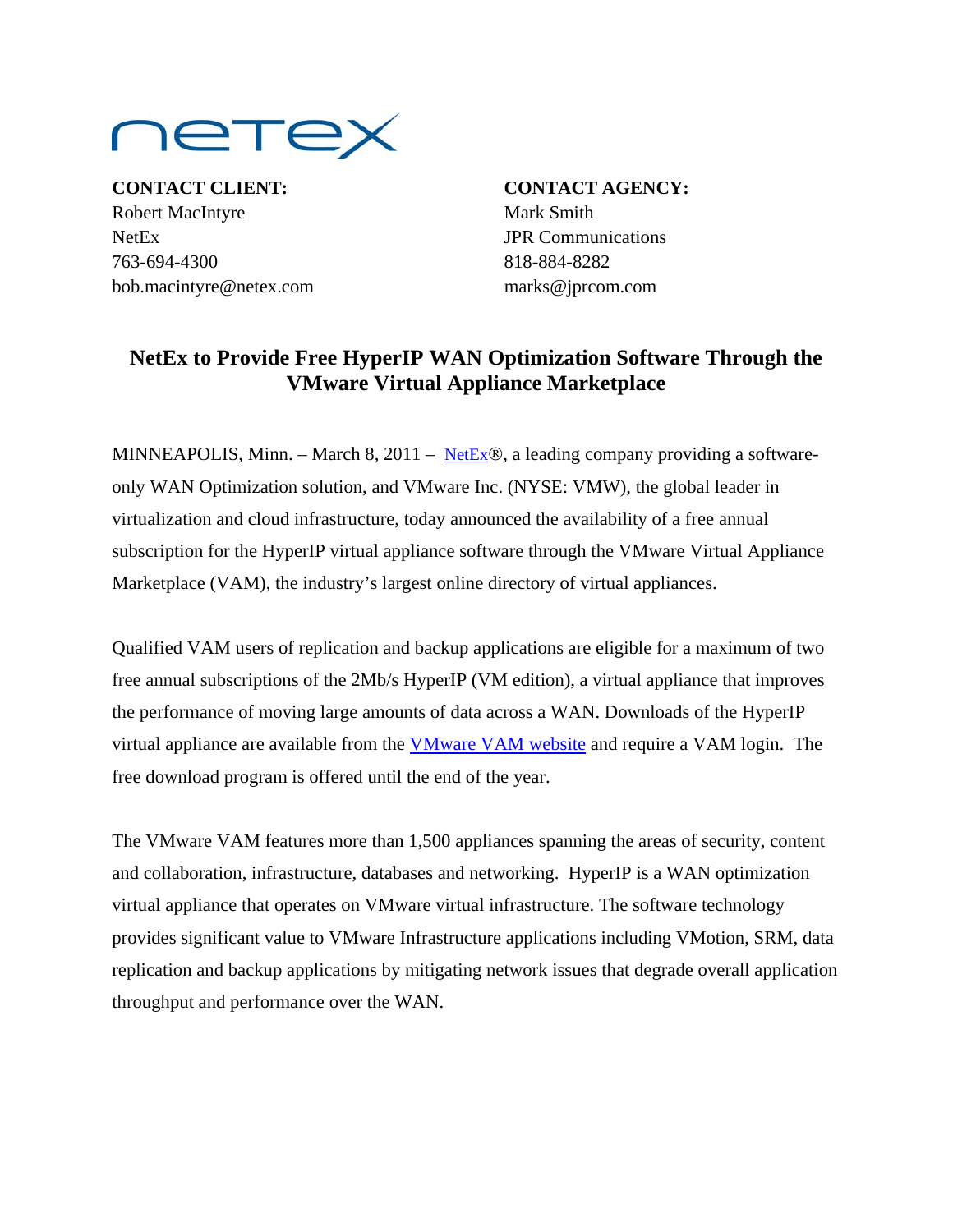**CONTACT CLIENT:**
Robert MacIntyre
NetEx
763-694-4300
bob.macintyre@netex.com

**CONTACT AGENCY:**
Mark Smith
JPR Communications
818-884-8282
marks@jprcom.com

# NetEx to Provide Free HyperIP WAN Optimization Software Through the VMware Virtual Appliance Marketplace

MINNEAPOLIS, Minn. – March 8, 2011 – NetEx®, a leading company providing a software-only WAN Optimization solution, and VMware Inc. (NYSE: VMW), the global leader in virtualization and cloud infrastructure, today announced the availability of a free annual subscription for the HyperIP virtual appliance software through the VMware Virtual Appliance Marketplace (VAM), the industry's largest online directory of virtual appliances.

Qualified VAM users of replication and backup applications are eligible for a maximum of two free annual subscriptions of the 2Mb/s HyperIP (VM edition), a virtual appliance that improves the performance of moving large amounts of data across a WAN. Downloads of the HyperIP virtual appliance are available from the VMware VAM website and require a VAM login. The free download program is offered until the end of the year.

The VMware VAM features more than 1,500 appliances spanning the areas of security, content and collaboration, infrastructure, databases and networking. HyperIP is a WAN optimization virtual appliance that operates on VMware virtual infrastructure. The software technology provides significant value to VMware Infrastructure applications including VMotion, SRM, data replication and backup applications by mitigating network issues that degrade overall application throughput and performance over the WAN.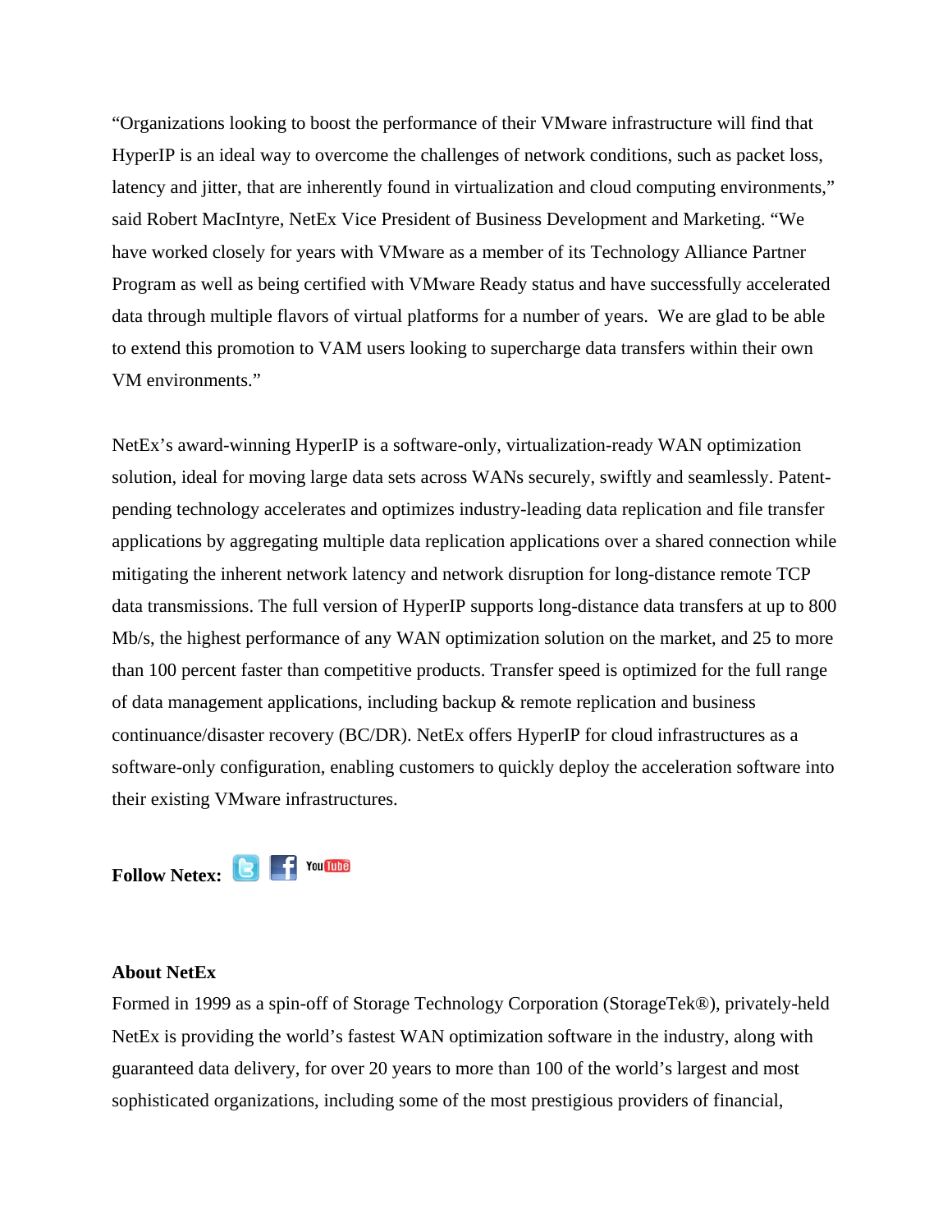"Organizations looking to boost the performance of their VMware infrastructure will find that HyperIP is an ideal way to overcome the challenges of network conditions, such as packet loss, latency and jitter, that are inherently found in virtualization and cloud computing environments," said Robert MacIntyre, NetEx Vice President of Business Development and Marketing. "We have worked closely for years with VMware as a member of its Technology Alliance Partner Program as well as being certified with VMware Ready status and have successfully accelerated data through multiple flavors of virtual platforms for a number of years. We are glad to be able to extend this promotion to VAM users looking to supercharge data transfers within their own VM environments."

NetEx's award-winning HyperIP is a software-only, virtualization-ready WAN optimization solution, ideal for moving large data sets across WANs securely, swiftly and seamlessly. Patent-pending technology accelerates and optimizes industry-leading data replication and file transfer applications by aggregating multiple data replication applications over a shared connection while mitigating the inherent network latency and network disruption for long-distance remote TCP data transmissions. The full version of HyperIP supports long-distance data transfers at up to 800 Mb/s, the highest performance of any WAN optimization solution on the market, and 25 to more than 100 percent faster than competitive products. Transfer speed is optimized for the full range of data management applications, including backup & remote replication and business continuance/disaster recovery (BC/DR). NetEx offers HyperIP for cloud infrastructures as a software-only configuration, enabling customers to quickly deploy the acceleration software into their existing VMware infrastructures.

**Follow Netex:**

**About NetEx**

Formed in 1999 as a spin-off of Storage Technology Corporation (StorageTek®), privately-held NetEx is providing the world's fastest WAN optimization software in the industry, along with guaranteed data delivery, for over 20 years to more than 100 of the world's largest and most sophisticated organizations, including some of the most prestigious providers of financial,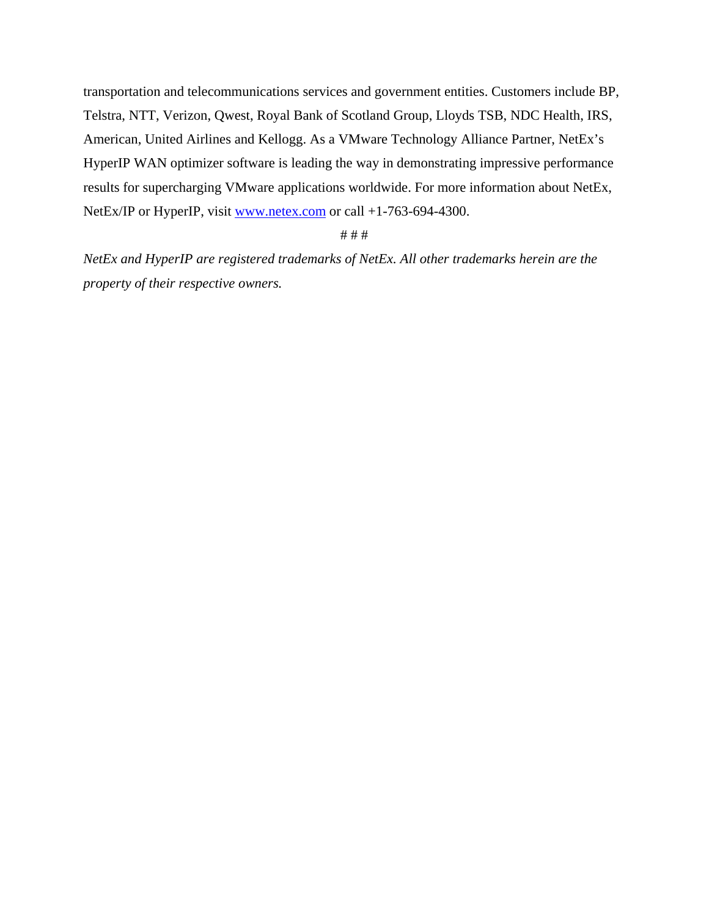transportation and telecommunications services and government entities. Customers include BP, Telstra, NTT, Verizon, Qwest, Royal Bank of Scotland Group, Lloyds TSB, NDC Health, IRS, American, United Airlines and Kellogg. As a VMware Technology Alliance Partner, NetEx's HyperIP WAN optimizer software is leading the way in demonstrating impressive performance results for supercharging VMware applications worldwide. For more information about NetEx, NetEx/IP or HyperIP, visit [www.netex.com](http://www.netex.com) or call +1-763-694-4300.

# # #

*NetEx and HyperIP are registered trademarks of NetEx. All other trademarks herein are the property of their respective owners.*